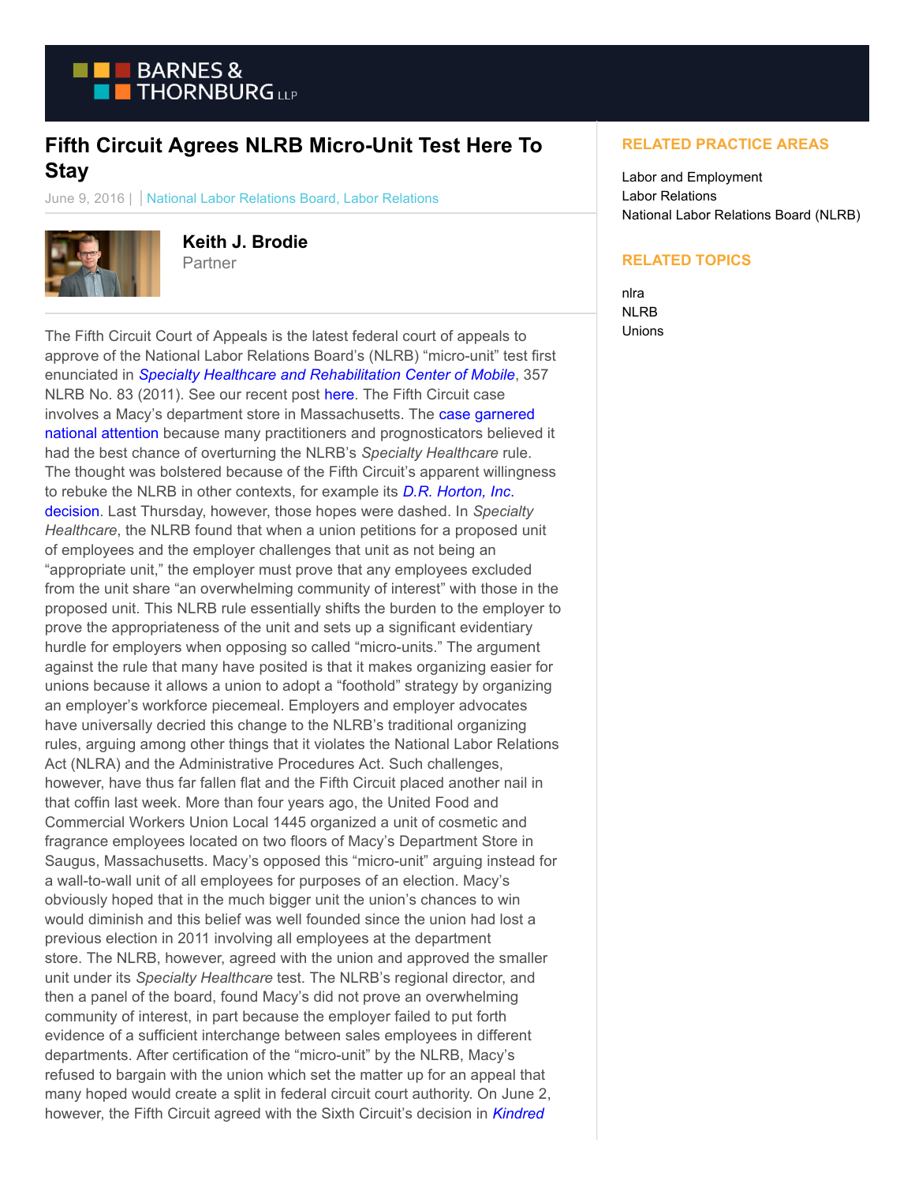# Fifth Circuit Agrees NLRB Micro-Unit Test Here To Stay

June 9, 2016 | | National Labor Relations Board, Labor Relations

**Keith J. Brodie**
Partner

The Fifth Circuit Court of Appeals is the latest federal court of appeals to approve of the National Labor Relations Board's (NLRB) "micro-unit" test first enunciated in *Specialty Healthcare and Rehabilitation Center of Mobile*, 357 NLRB No. 83 (2011). See our recent post here. The Fifth Circuit case involves a Macy's department store in Massachusetts. The case garnered national attention because many practitioners and prognosticators believed it had the best chance of overturning the NLRB's *Specialty Healthcare* rule. The thought was bolstered because of the Fifth Circuit's apparent willingness to rebuke the NLRB in other contexts, for example its *D.R. Horton, Inc.* decision. Last Thursday, however, those hopes were dashed. In *Specialty Healthcare*, the NLRB found that when a union petitions for a proposed unit of employees and the employer challenges that unit as not being an "appropriate unit," the employer must prove that any employees excluded from the unit share "an overwhelming community of interest" with those in the proposed unit. This NLRB rule essentially shifts the burden to the employer to prove the appropriateness of the unit and sets up a significant evidentiary hurdle for employers when opposing so called "micro-units." The argument against the rule that many have posited is that it makes organizing easier for unions because it allows a union to adopt a "foothold" strategy by organizing an employer's workforce piecemeal. Employers and employer advocates have universally decried this change to the NLRB's traditional organizing rules, arguing among other things that it violates the National Labor Relations Act (NLRA) and the Administrative Procedures Act. Such challenges, however, have thus far fallen flat and the Fifth Circuit placed another nail in that coffin last week. More than four years ago, the United Food and Commercial Workers Union Local 1445 organized a unit of cosmetic and fragrance employees located on two floors of Macy's Department Store in Saugus, Massachusetts. Macy's opposed this "micro-unit" arguing instead for a wall-to-wall unit of all employees for purposes of an election. Macy's obviously hoped that in the much bigger unit the union's chances to win would diminish and this belief was well founded since the union had lost a previous election in 2011 involving all employees at the department store. The NLRB, however, agreed with the union and approved the smaller unit under its *Specialty Healthcare* test. The NLRB's regional director, and then a panel of the board, found Macy's did not prove an overwhelming community of interest, in part because the employer failed to put forth evidence of a sufficient interchange between sales employees in different departments. After certification of the "micro-unit" by the NLRB, Macy's refused to bargain with the union which set the matter up for an appeal that many hoped would create a split in federal circuit court authority. On June 2, however, the Fifth Circuit agreed with the Sixth Circuit's decision in *Kindred*

## RELATED PRACTICE AREAS

Labor and Employment
Labor Relations
National Labor Relations Board (NLRB)

## RELATED TOPICS

nlra
NLRB
Unions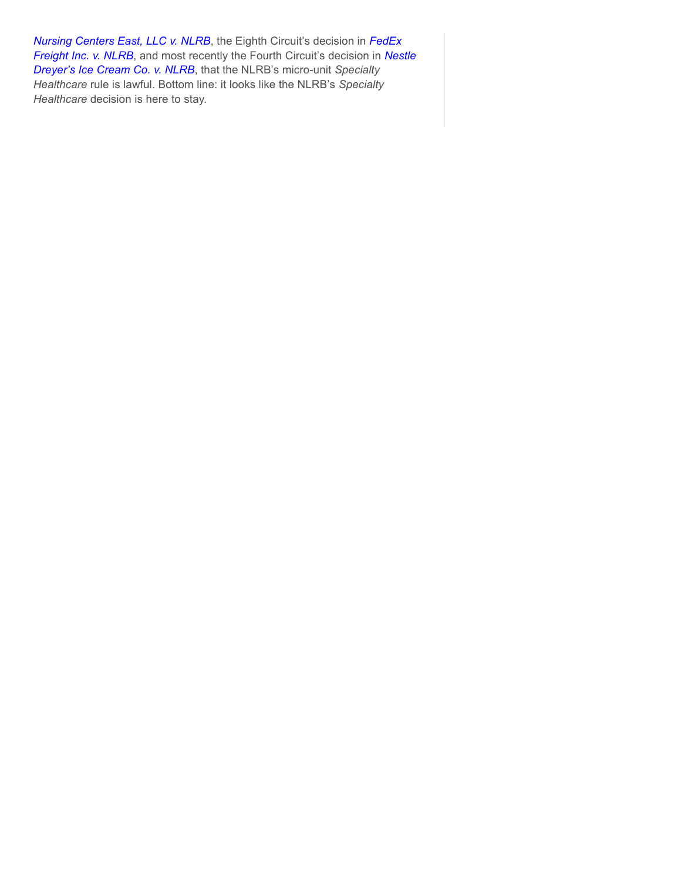*Nursing Centers East, LLC v. NLRB*, the Eighth Circuit's decision in *FedEx Freight Inc. v. NLRB*, and most recently the Fourth Circuit's decision in *Nestle Dreyer's Ice Cream Co. v. NLRB*, that the NLRB's micro-unit *Specialty Healthcare* rule is lawful. Bottom line: it looks like the NLRB's *Specialty Healthcare* decision is here to stay.